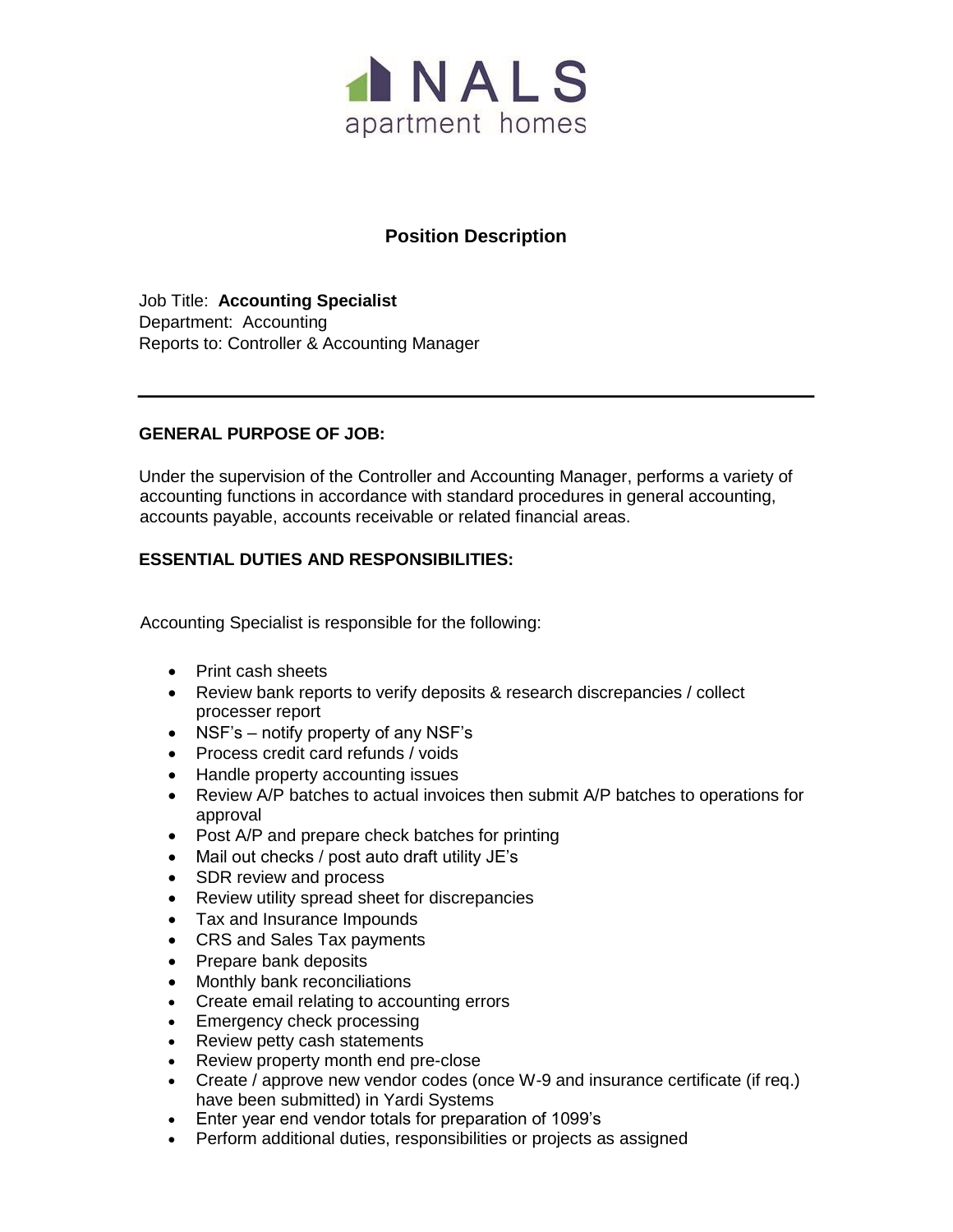NALS
apartment homes

# Position Description

Job Title: **Accounting Specialist**
Department: Accounting
Reports to: Controller & Accounting Manager

---

## GENERAL PURPOSE OF JOB:

Under the supervision of the Controller and Accounting Manager, performs a variety of accounting functions in accordance with standard procedures in general accounting, accounts payable, accounts receivable or related financial areas.

## ESSENTIAL DUTIES AND RESPONSIBILITIES:

Accounting Specialist is responsible for the following:

- Print cash sheets
- Review bank reports to verify deposits & research discrepancies / collect processer report
- NSF's – notify property of any NSF's
- Process credit card refunds / voids
- Handle property accounting issues
- Review A/P batches to actual invoices then submit A/P batches to operations for approval
- Post A/P and prepare check batches for printing
- Mail out checks / post auto draft utility JE's
- SDR review and process
- Review utility spread sheet for discrepancies
- Tax and Insurance Impounds
- CRS and Sales Tax payments
- Prepare bank deposits
- Monthly bank reconciliations
- Create email relating to accounting errors
- Emergency check processing
- Review petty cash statements
- Review property month end pre-close
- Create / approve new vendor codes (once W-9 and insurance certificate (if req.) have been submitted) in Yardi Systems
- Enter year end vendor totals for preparation of 1099's
- Perform additional duties, responsibilities or projects as assigned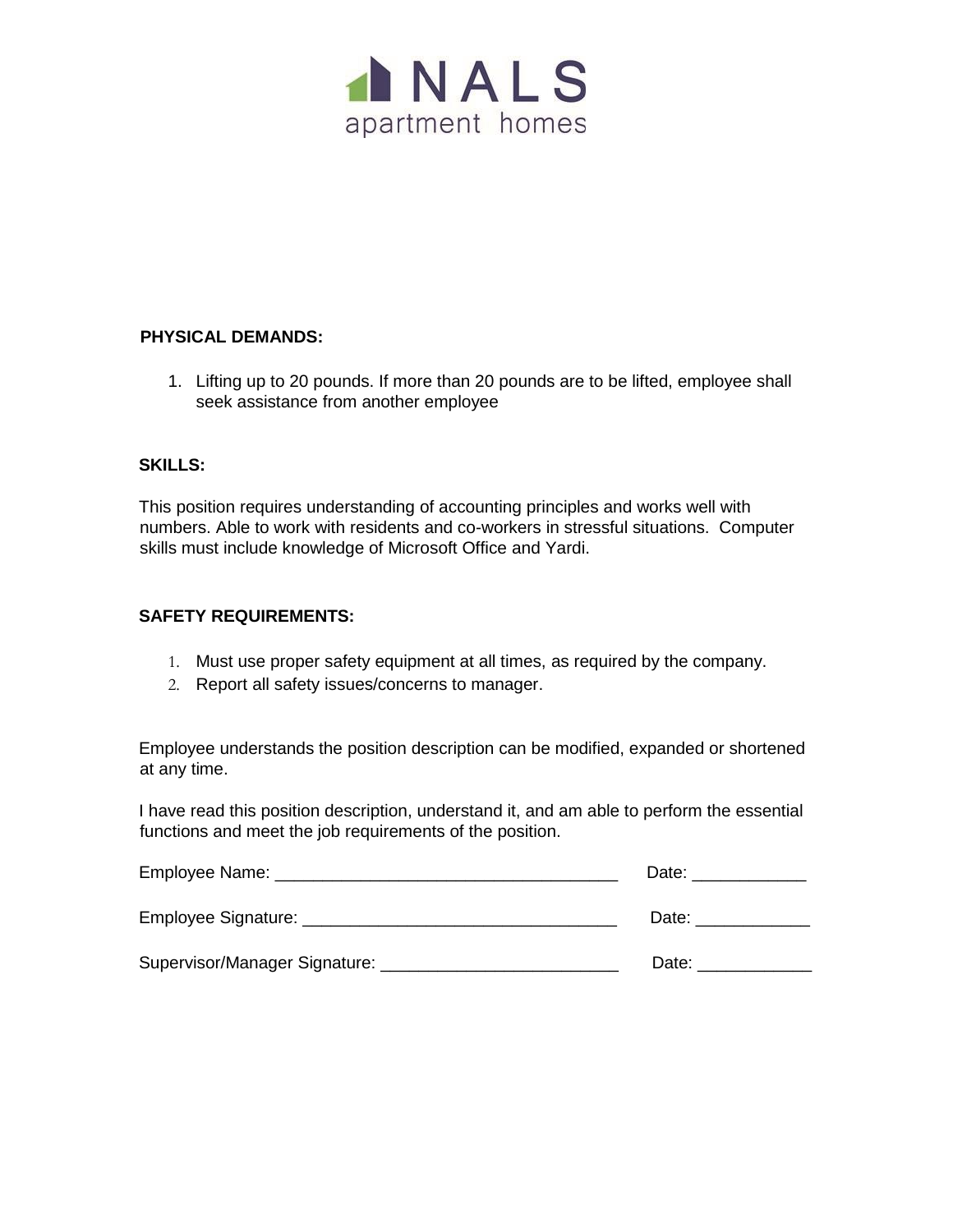NALS apartment homes

**PHYSICAL DEMANDS:**

1. Lifting up to 20 pounds. If more than 20 pounds are to be lifted, employee shall seek assistance from another employee

**SKILLS:**

This position requires understanding of accounting principles and works well with numbers. Able to work with residents and co-workers in stressful situations. Computer skills must include knowledge of Microsoft Office and Yardi.

**SAFETY REQUIREMENTS:**

1. Must use proper safety equipment at all times, as required by the company.
2. Report all safety issues/concerns to manager.

Employee understands the position description can be modified, expanded or shortened at any time.

I have read this position description, understand it, and am able to perform the essential functions and meet the job requirements of the position.

Employee Name: ___________________________________ Date: ____________

Employee Signature: ________________________________ Date: ____________

Supervisor/Manager Signature: ________________________ Date: ____________